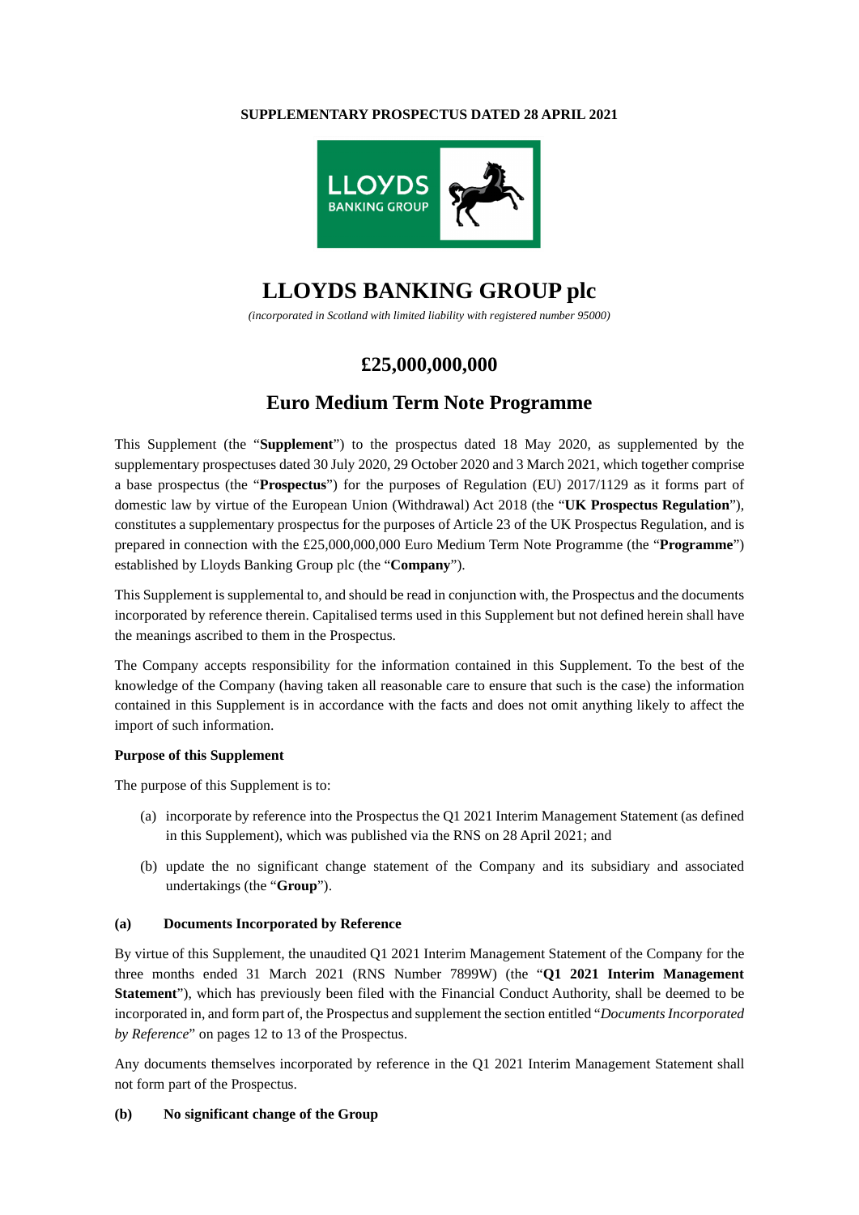**SUPPLEMENTARY PROSPECTUS DATED 28 APRIL 2021**

# LLOYDS BANKING GROUP plc

*(incorporated in Scotland with limited liability with registered number 95000)*

## £25,000,000,000

## Euro Medium Term Note Programme

This Supplement (the "**Supplement**") to the prospectus dated 18 May 2020, as supplemented by the supplementary prospectuses dated 30 July 2020, 29 October 2020 and 3 March 2021, which together comprise a base prospectus (the "**Prospectus**") for the purposes of Regulation (EU) 2017/1129 as it forms part of domestic law by virtue of the European Union (Withdrawal) Act 2018 (the "**UK Prospectus Regulation**"), constitutes a supplementary prospectus for the purposes of Article 23 of the UK Prospectus Regulation, and is prepared in connection with the £25,000,000,000 Euro Medium Term Note Programme (the "**Programme**") established by Lloyds Banking Group plc (the "**Company**").

This Supplement is supplemental to, and should be read in conjunction with, the Prospectus and the documents incorporated by reference therein. Capitalised terms used in this Supplement but not defined herein shall have the meanings ascribed to them in the Prospectus.

The Company accepts responsibility for the information contained in this Supplement. To the best of the knowledge of the Company (having taken all reasonable care to ensure that such is the case) the information contained in this Supplement is in accordance with the facts and does not omit anything likely to affect the import of such information.

**Purpose of this Supplement**

The purpose of this Supplement is to:

(a) incorporate by reference into the Prospectus the Q1 2021 Interim Management Statement (as defined in this Supplement), which was published via the RNS on 28 April 2021; and

(b) update the no significant change statement of the Company and its subsidiary and associated undertakings (the "**Group**").

**(a) Documents Incorporated by Reference**

By virtue of this Supplement, the unaudited Q1 2021 Interim Management Statement of the Company for the three months ended 31 March 2021 (RNS Number 7899W) (the "**Q1 2021 Interim Management Statement**"), which has previously been filed with the Financial Conduct Authority, shall be deemed to be incorporated in, and form part of, the Prospectus and supplement the section entitled "*Documents Incorporated by Reference*" on pages 12 to 13 of the Prospectus.

Any documents themselves incorporated by reference in the Q1 2021 Interim Management Statement shall not form part of the Prospectus.

**(b) No significant change of the Group**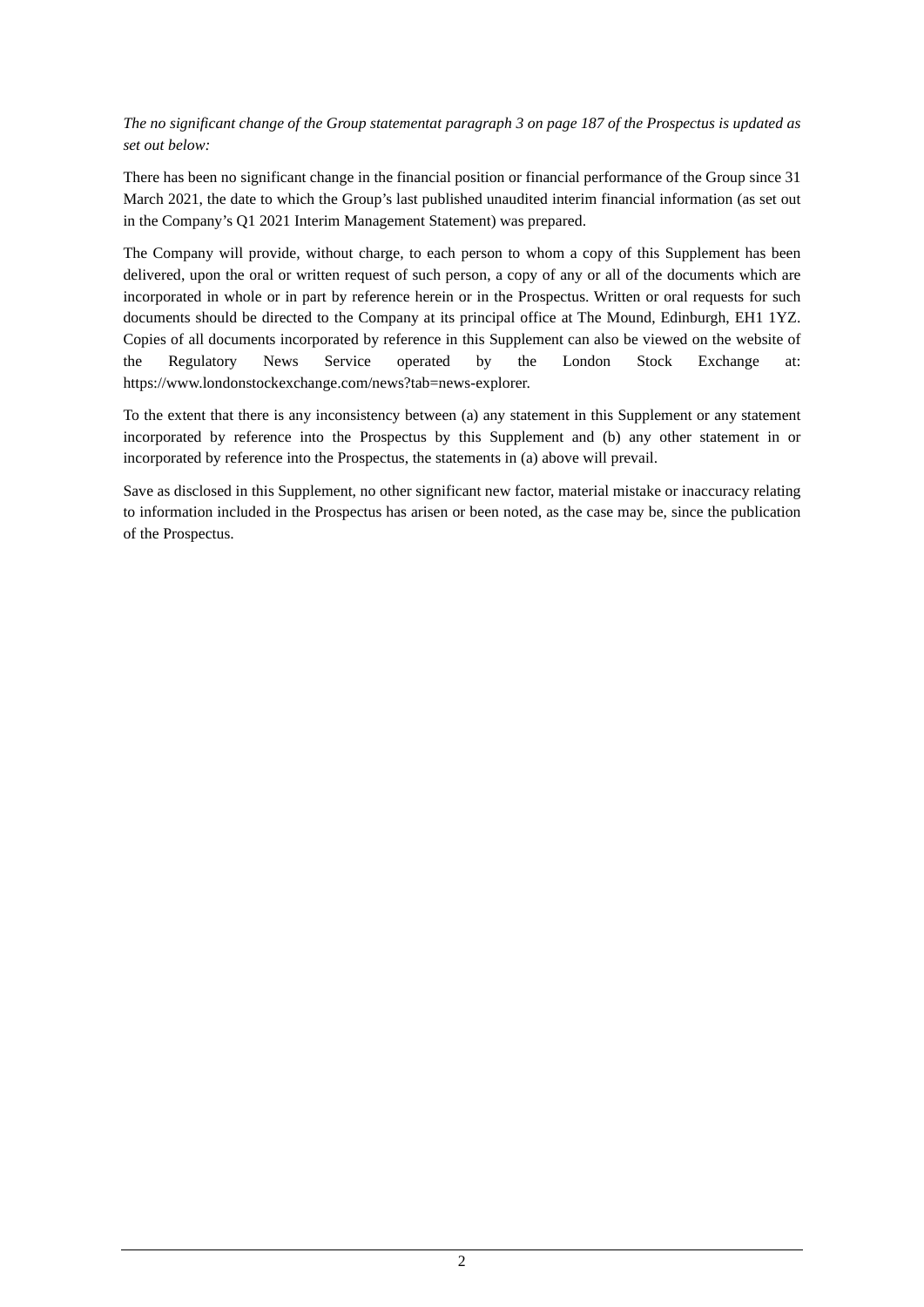*The no significant change of the Group statementat paragraph 3 on page 187 of the Prospectus is updated as set out below:*

There has been no significant change in the financial position or financial performance of the Group since 31 March 2021, the date to which the Group's last published unaudited interim financial information (as set out in the Company's Q1 2021 Interim Management Statement) was prepared.

The Company will provide, without charge, to each person to whom a copy of this Supplement has been delivered, upon the oral or written request of such person, a copy of any or all of the documents which are incorporated in whole or in part by reference herein or in the Prospectus. Written or oral requests for such documents should be directed to the Company at its principal office at The Mound, Edinburgh, EH1 1YZ. Copies of all documents incorporated by reference in this Supplement can also be viewed on the website of the Regulatory News Service operated by the London Stock Exchange at: https://www.londonstockexchange.com/news?tab=news-explorer.

To the extent that there is any inconsistency between (a) any statement in this Supplement or any statement incorporated by reference into the Prospectus by this Supplement and (b) any other statement in or incorporated by reference into the Prospectus, the statements in (a) above will prevail.

Save as disclosed in this Supplement, no other significant new factor, material mistake or inaccuracy relating to information included in the Prospectus has arisen or been noted, as the case may be, since the publication of the Prospectus.